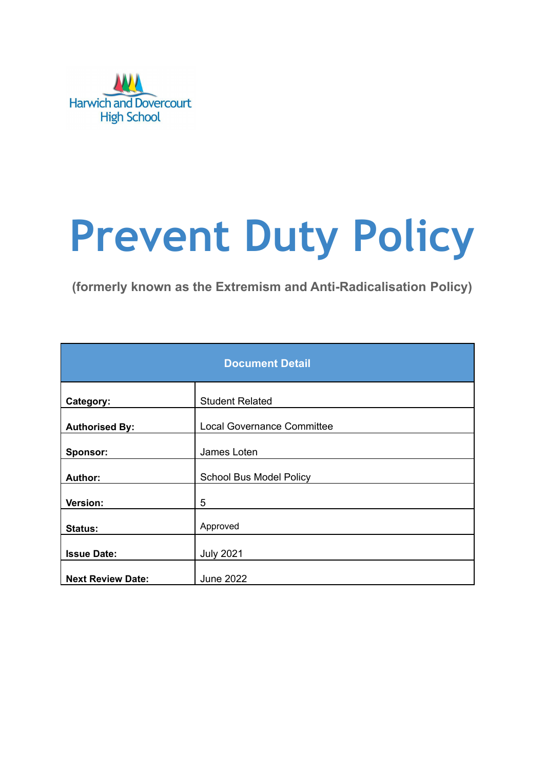Harwich and Dovercourt High School

# Prevent Duty Policy

**(formerly known as the Extremism and Anti-Radicalisation Policy)**

| Document Detail | |
|---|---|
| **Category:** | Student Related |
| **Authorised By:** | Local Governance Committee |
| **Sponsor:** | James Loten |
| **Author:** | School Bus Model Policy |
| **Version:** | 5 |
| **Status:** | Approved |
| **Issue Date:** | July 2021 |
| **Next Review Date:** | June 2022 |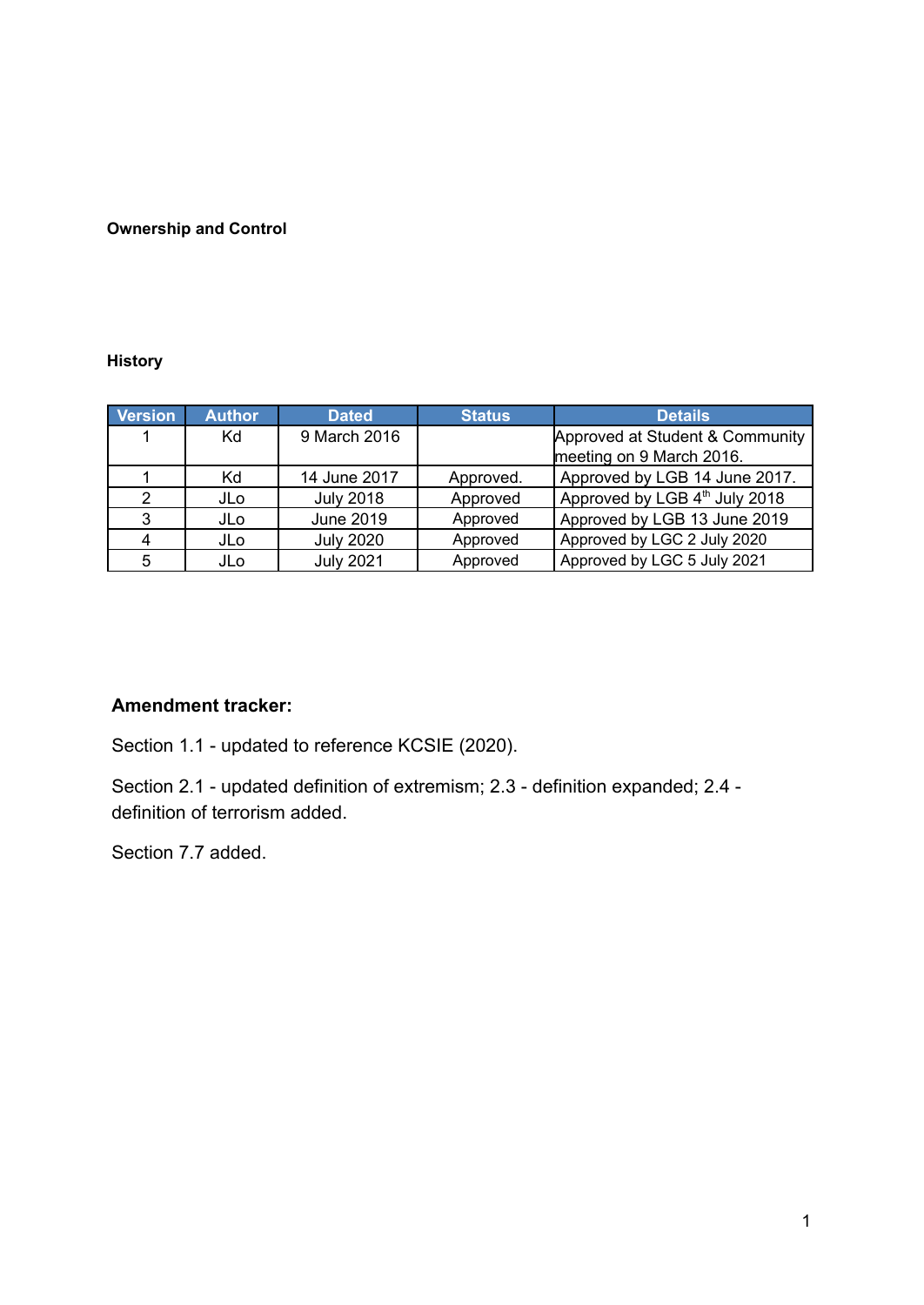**Ownership and Control**

**History**

| Version | Author | Dated | Status | Details |
|---|---|---|---|---|
| 1 | Kd | 9 March 2016 | | Approved at Student & Community meeting on 9 March 2016. |
| 1 | Kd | 14 June 2017 | Approved. | Approved by LGB 14 June 2017. |
| 2 | JLo | July 2018 | Approved | Approved by LGB 4th July 2018 |
| 3 | JLo | June 2019 | Approved | Approved by LGB 13 June 2019 |
| 4 | JLo | July 2020 | Approved | Approved by LGC 2 July 2020 |
| 5 | JLo | July 2021 | Approved | Approved by LGC 5 July 2021 |

**Amendment tracker:**

Section 1.1 - updated to reference KCSIE (2020).

Section 2.1 - updated definition of extremism; 2.3 - definition expanded; 2.4 - definition of terrorism added.

Section 7.7 added.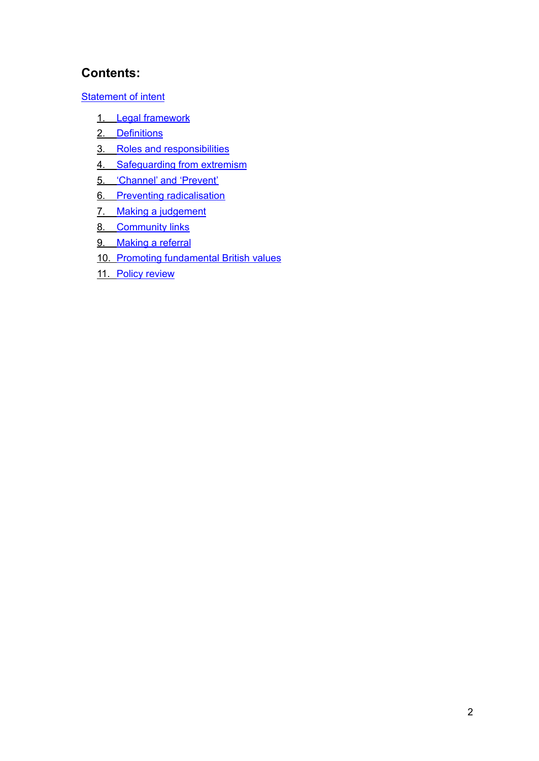## Contents:

Statement of intent

1. Legal framework
2. Definitions
3. Roles and responsibilities
4. Safeguarding from extremism
5. 'Channel' and 'Prevent'
6. Preventing radicalisation
7. Making a judgement
8. Community links
9. Making a referral
10. Promoting fundamental British values
11. Policy review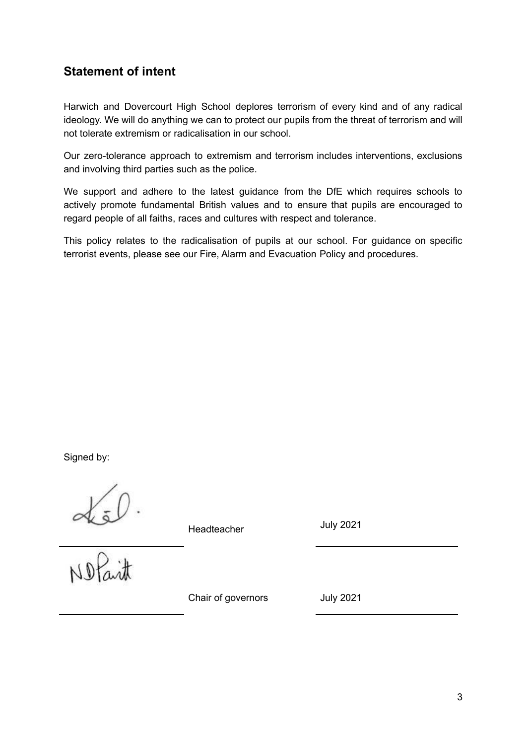## Statement of intent

Harwich and Dovercourt High School deplores terrorism of every kind and of any radical ideology. We will do anything we can to protect our pupils from the threat of terrorism and will not tolerate extremism or radicalisation in our school.

Our zero-tolerance approach to extremism and terrorism includes interventions, exclusions and involving third parties such as the police.

We support and adhere to the latest guidance from the DfE which requires schools to actively promote fundamental British values and to ensure that pupils are encouraged to regard people of all faiths, races and cultures with respect and tolerance.

This policy relates to the radicalisation of pupils at our school. For guidance on specific terrorist events, please see our Fire, Alarm and Evacuation Policy and procedures.

Signed by:

| | | |
|---|---|---|
| | Headteacher | July 2021 |
| | Chair of governors | July 2021 |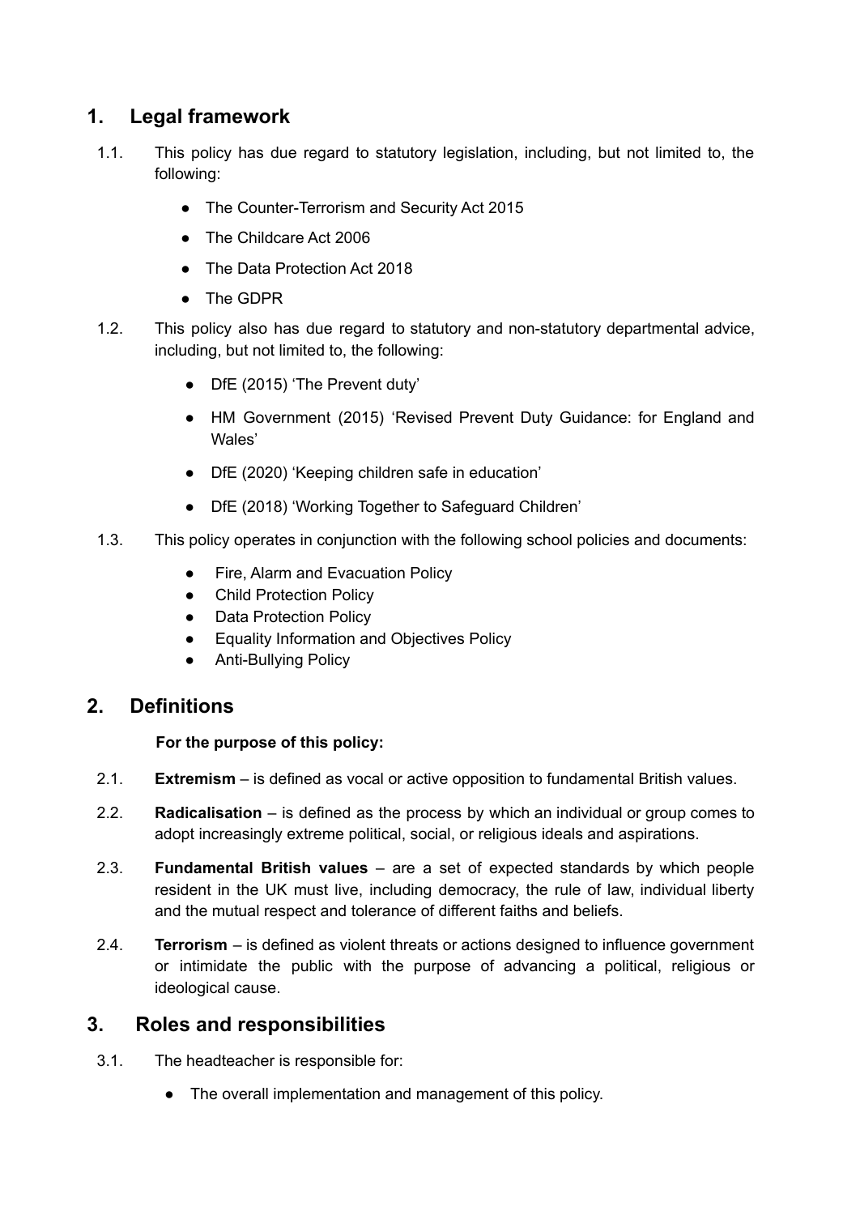## 1. Legal framework

1.1. This policy has due regard to statutory legislation, including, but not limited to, the following:

- The Counter-Terrorism and Security Act 2015
- The Childcare Act 2006
- The Data Protection Act 2018
- The GDPR

1.2. This policy also has due regard to statutory and non-statutory departmental advice, including, but not limited to, the following:

- DfE (2015) 'The Prevent duty'
- HM Government (2015) 'Revised Prevent Duty Guidance: for England and Wales'
- DfE (2020) 'Keeping children safe in education'
- DfE (2018) 'Working Together to Safeguard Children'

1.3. This policy operates in conjunction with the following school policies and documents:

- Fire, Alarm and Evacuation Policy
- Child Protection Policy
- Data Protection Policy
- Equality Information and Objectives Policy
- Anti-Bullying Policy

## 2. Definitions

**For the purpose of this policy:**

2.1. **Extremism** – is defined as vocal or active opposition to fundamental British values.

2.2. **Radicalisation** – is defined as the process by which an individual or group comes to adopt increasingly extreme political, social, or religious ideals and aspirations.

2.3. **Fundamental British values** – are a set of expected standards by which people resident in the UK must live, including democracy, the rule of law, individual liberty and the mutual respect and tolerance of different faiths and beliefs.

2.4. **Terrorism** – is defined as violent threats or actions designed to influence government or intimidate the public with the purpose of advancing a political, religious or ideological cause.

## 3. Roles and responsibilities

3.1. The headteacher is responsible for:

- The overall implementation and management of this policy.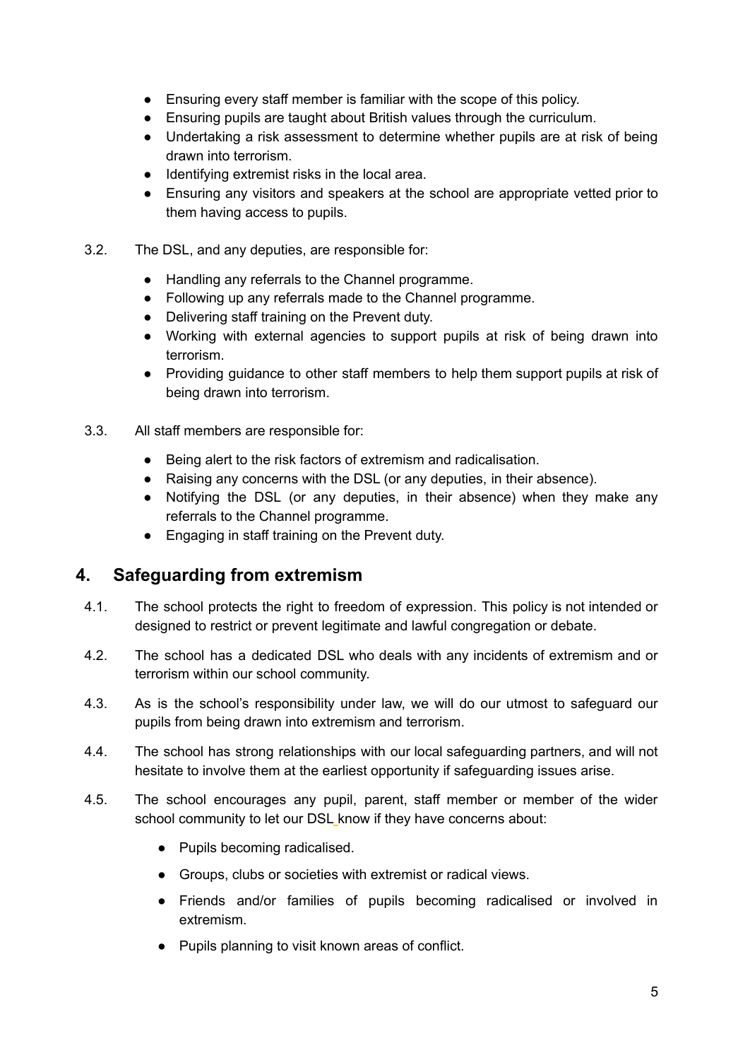- Ensuring every staff member is familiar with the scope of this policy.
- Ensuring pupils are taught about British values through the curriculum.
- Undertaking a risk assessment to determine whether pupils are at risk of being drawn into terrorism.
- Identifying extremist risks in the local area.
- Ensuring any visitors and speakers at the school are appropriate vetted prior to them having access to pupils.

3.2. The DSL, and any deputies, are responsible for:

- Handling any referrals to the Channel programme.
- Following up any referrals made to the Channel programme.
- Delivering staff training on the Prevent duty.
- Working with external agencies to support pupils at risk of being drawn into terrorism.
- Providing guidance to other staff members to help them support pupils at risk of being drawn into terrorism.

3.3. All staff members are responsible for:

- Being alert to the risk factors of extremism and radicalisation.
- Raising any concerns with the DSL (or any deputies, in their absence).
- Notifying the DSL (or any deputies, in their absence) when they make any referrals to the Channel programme.
- Engaging in staff training on the Prevent duty.

## 4. Safeguarding from extremism

4.1. The school protects the right to freedom of expression. This policy is not intended or designed to restrict or prevent legitimate and lawful congregation or debate.

4.2. The school has a dedicated DSL who deals with any incidents of extremism and or terrorism within our school community.

4.3. As is the school's responsibility under law, we will do our utmost to safeguard our pupils from being drawn into extremism and terrorism.

4.4. The school has strong relationships with our local safeguarding partners, and will not hesitate to involve them at the earliest opportunity if safeguarding issues arise.

4.5. The school encourages any pupil, parent, staff member or member of the wider school community to let our DSL know if they have concerns about:

- Pupils becoming radicalised.
- Groups, clubs or societies with extremist or radical views.
- Friends and/or families of pupils becoming radicalised or involved in extremism.
- Pupils planning to visit known areas of conflict.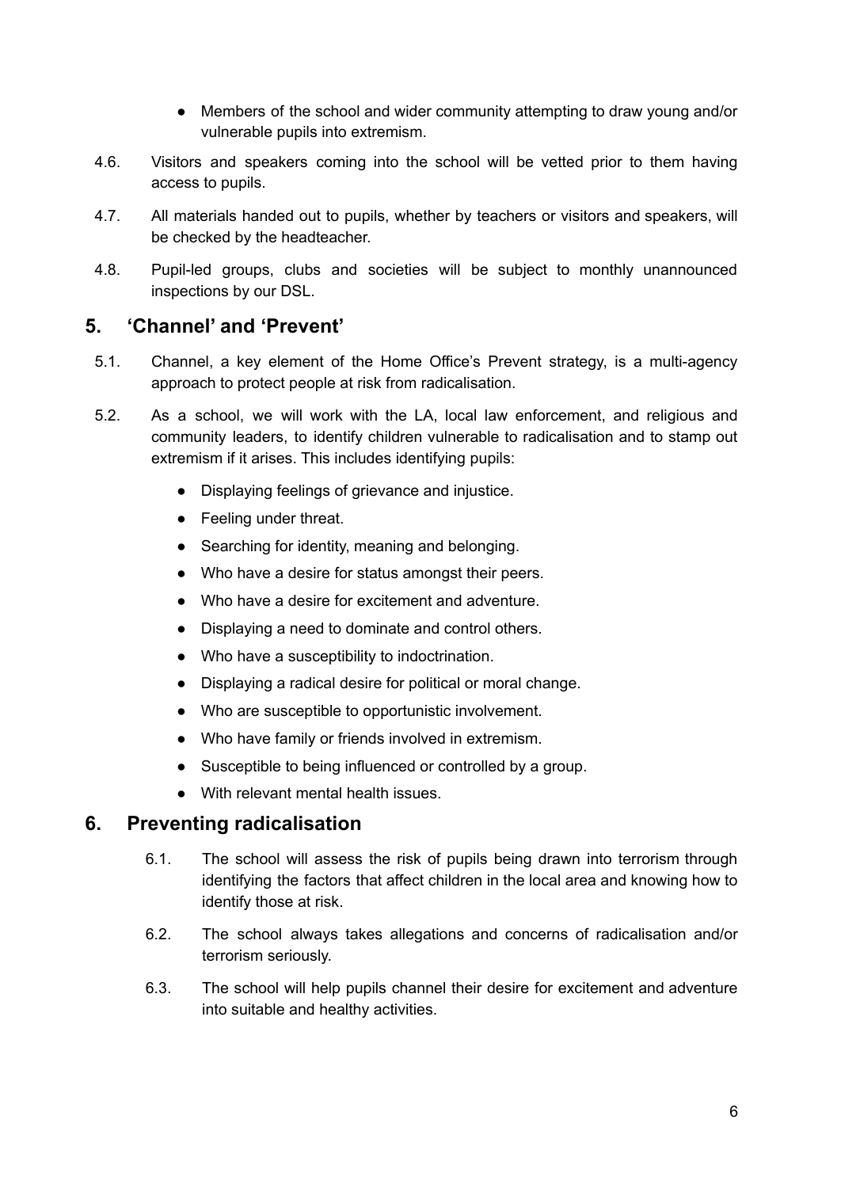- Members of the school and wider community attempting to draw young and/or vulnerable pupils into extremism.

4.6. Visitors and speakers coming into the school will be vetted prior to them having access to pupils.

4.7. All materials handed out to pupils, whether by teachers or visitors and speakers, will be checked by the headteacher.

4.8. Pupil-led groups, clubs and societies will be subject to monthly unannounced inspections by our DSL.

## 5. 'Channel' and 'Prevent'

5.1. Channel, a key element of the Home Office's Prevent strategy, is a multi-agency approach to protect people at risk from radicalisation.

5.2. As a school, we will work with the LA, local law enforcement, and religious and community leaders, to identify children vulnerable to radicalisation and to stamp out extremism if it arises. This includes identifying pupils:

- Displaying feelings of grievance and injustice.
- Feeling under threat.
- Searching for identity, meaning and belonging.
- Who have a desire for status amongst their peers.
- Who have a desire for excitement and adventure.
- Displaying a need to dominate and control others.
- Who have a susceptibility to indoctrination.
- Displaying a radical desire for political or moral change.
- Who are susceptible to opportunistic involvement.
- Who have family or friends involved in extremism.
- Susceptible to being influenced or controlled by a group.
- With relevant mental health issues.

## 6. Preventing radicalisation

6.1. The school will assess the risk of pupils being drawn into terrorism through identifying the factors that affect children in the local area and knowing how to identify those at risk.

6.2. The school always takes allegations and concerns of radicalisation and/or terrorism seriously.

6.3. The school will help pupils channel their desire for excitement and adventure into suitable and healthy activities.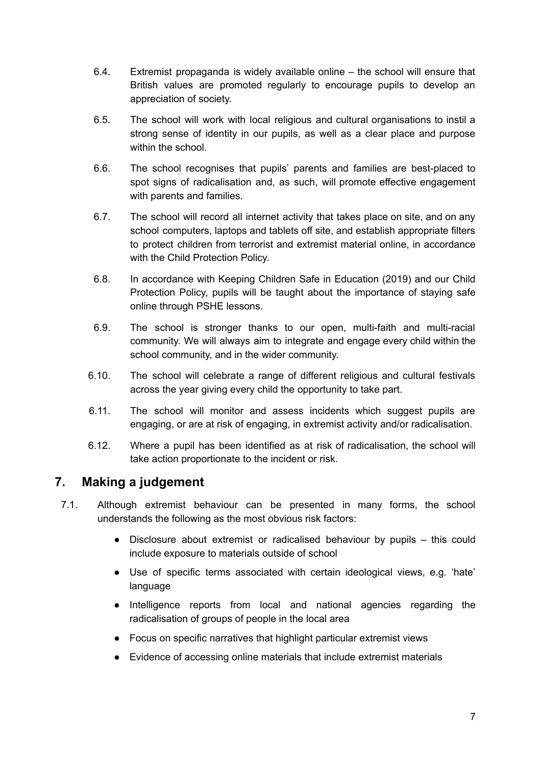6.4. Extremist propaganda is widely available online – the school will ensure that British values are promoted regularly to encourage pupils to develop an appreciation of society.

6.5. The school will work with local religious and cultural organisations to instil a strong sense of identity in our pupils, as well as a clear place and purpose within the school.

6.6. The school recognises that pupils' parents and families are best-placed to spot signs of radicalisation and, as such, will promote effective engagement with parents and families.

6.7. The school will record all internet activity that takes place on site, and on any school computers, laptops and tablets off site, and establish appropriate filters to protect children from terrorist and extremist material online, in accordance with the Child Protection Policy.

6.8. In accordance with Keeping Children Safe in Education (2019) and our Child Protection Policy, pupils will be taught about the importance of staying safe online through PSHE lessons.

6.9. The school is stronger thanks to our open, multi-faith and multi-racial community. We will always aim to integrate and engage every child within the school community, and in the wider community.

6.10. The school will celebrate a range of different religious and cultural festivals across the year giving every child the opportunity to take part.

6.11. The school will monitor and assess incidents which suggest pupils are engaging, or are at risk of engaging, in extremist activity and/or radicalisation.

6.12. Where a pupil has been identified as at risk of radicalisation, the school will take action proportionate to the incident or risk.

## 7. Making a judgement

7.1. Although extremist behaviour can be presented in many forms, the school understands the following as the most obvious risk factors:

- Disclosure about extremist or radicalised behaviour by pupils – this could include exposure to materials outside of school
- Use of specific terms associated with certain ideological views, e.g. 'hate' language
- Intelligence reports from local and national agencies regarding the radicalisation of groups of people in the local area
- Focus on specific narratives that highlight particular extremist views
- Evidence of accessing online materials that include extremist materials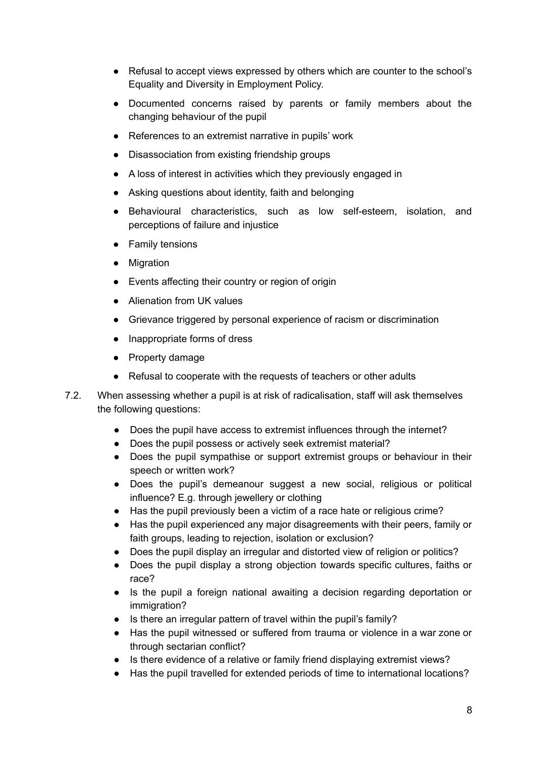- Refusal to accept views expressed by others which are counter to the school's Equality and Diversity in Employment Policy.
- Documented concerns raised by parents or family members about the changing behaviour of the pupil
- References to an extremist narrative in pupils' work
- Disassociation from existing friendship groups
- A loss of interest in activities which they previously engaged in
- Asking questions about identity, faith and belonging
- Behavioural characteristics, such as low self-esteem, isolation, and perceptions of failure and injustice
- Family tensions
- Migration
- Events affecting their country or region of origin
- Alienation from UK values
- Grievance triggered by personal experience of racism or discrimination
- Inappropriate forms of dress
- Property damage
- Refusal to cooperate with the requests of teachers or other adults

7.2. When assessing whether a pupil is at risk of radicalisation, staff will ask themselves the following questions:

- Does the pupil have access to extremist influences through the internet?
- Does the pupil possess or actively seek extremist material?
- Does the pupil sympathise or support extremist groups or behaviour in their speech or written work?
- Does the pupil's demeanour suggest a new social, religious or political influence? E.g. through jewellery or clothing
- Has the pupil previously been a victim of a race hate or religious crime?
- Has the pupil experienced any major disagreements with their peers, family or faith groups, leading to rejection, isolation or exclusion?
- Does the pupil display an irregular and distorted view of religion or politics?
- Does the pupil display a strong objection towards specific cultures, faiths or race?
- Is the pupil a foreign national awaiting a decision regarding deportation or immigration?
- Is there an irregular pattern of travel within the pupil's family?
- Has the pupil witnessed or suffered from trauma or violence in a war zone or through sectarian conflict?
- Is there evidence of a relative or family friend displaying extremist views?
- Has the pupil travelled for extended periods of time to international locations?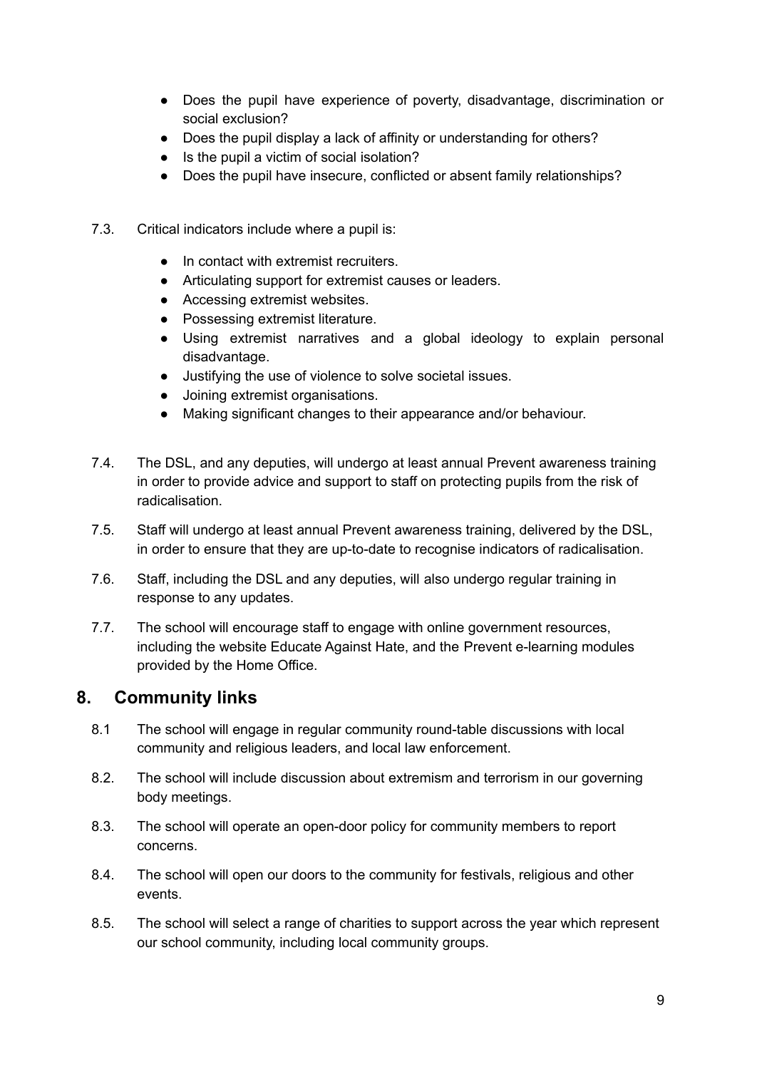- Does the pupil have experience of poverty, disadvantage, discrimination or social exclusion?
- Does the pupil display a lack of affinity or understanding for others?
- Is the pupil a victim of social isolation?
- Does the pupil have insecure, conflicted or absent family relationships?

7.3. Critical indicators include where a pupil is:

- In contact with extremist recruiters.
- Articulating support for extremist causes or leaders.
- Accessing extremist websites.
- Possessing extremist literature.
- Using extremist narratives and a global ideology to explain personal disadvantage.
- Justifying the use of violence to solve societal issues.
- Joining extremist organisations.
- Making significant changes to their appearance and/or behaviour.

7.4. The DSL, and any deputies, will undergo at least annual Prevent awareness training in order to provide advice and support to staff on protecting pupils from the risk of radicalisation.

7.5. Staff will undergo at least annual Prevent awareness training, delivered by the DSL, in order to ensure that they are up-to-date to recognise indicators of radicalisation.

7.6. Staff, including the DSL and any deputies, will also undergo regular training in response to any updates.

7.7. The school will encourage staff to engage with online government resources, including the website Educate Against Hate, and the Prevent e-learning modules provided by the Home Office.

## 8. Community links

8.1 The school will engage in regular community round-table discussions with local community and religious leaders, and local law enforcement.

8.2. The school will include discussion about extremism and terrorism in our governing body meetings.

8.3. The school will operate an open-door policy for community members to report concerns.

8.4. The school will open our doors to the community for festivals, religious and other events.

8.5. The school will select a range of charities to support across the year which represent our school community, including local community groups.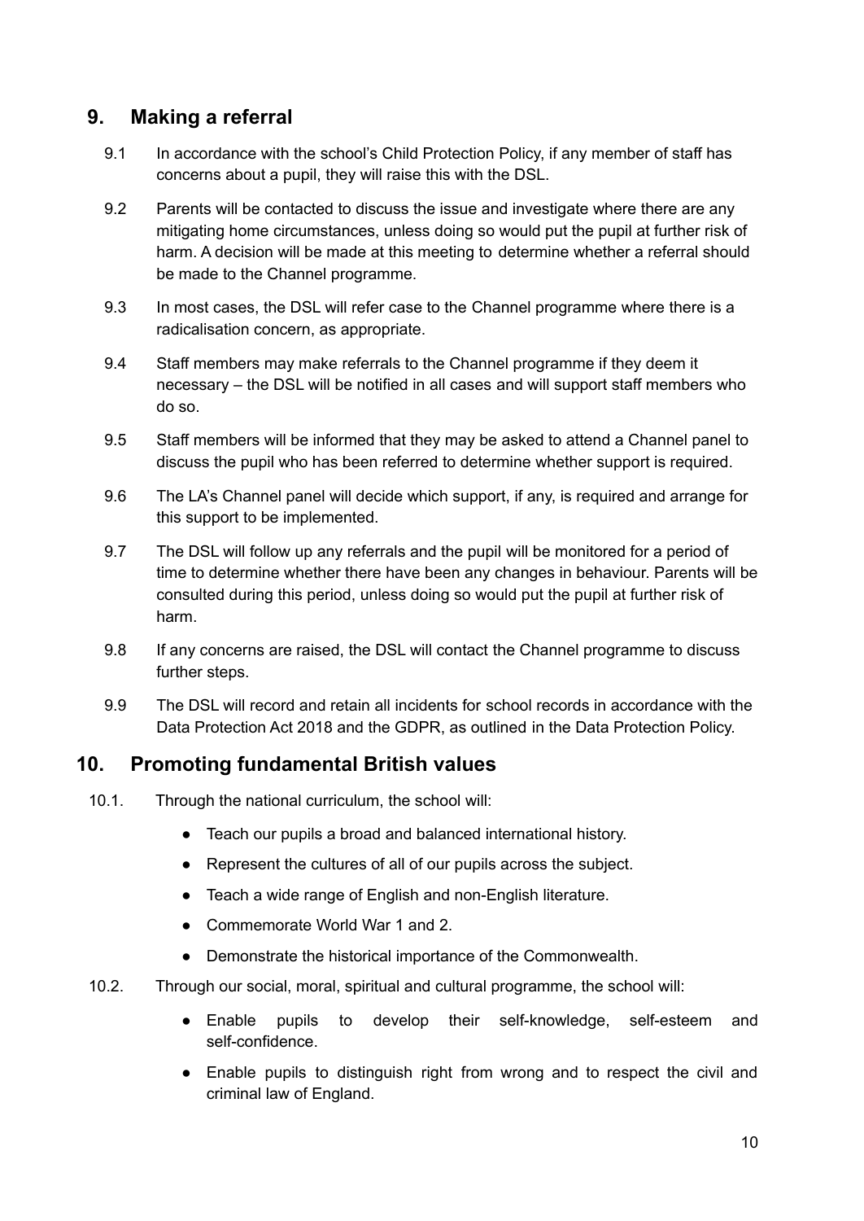## 9. Making a referral

9.1 In accordance with the school's Child Protection Policy, if any member of staff has concerns about a pupil, they will raise this with the DSL.

9.2 Parents will be contacted to discuss the issue and investigate where there are any mitigating home circumstances, unless doing so would put the pupil at further risk of harm. A decision will be made at this meeting to determine whether a referral should be made to the Channel programme.

9.3 In most cases, the DSL will refer case to the Channel programme where there is a radicalisation concern, as appropriate.

9.4 Staff members may make referrals to the Channel programme if they deem it necessary – the DSL will be notified in all cases and will support staff members who do so.

9.5 Staff members will be informed that they may be asked to attend a Channel panel to discuss the pupil who has been referred to determine whether support is required.

9.6 The LA's Channel panel will decide which support, if any, is required and arrange for this support to be implemented.

9.7 The DSL will follow up any referrals and the pupil will be monitored for a period of time to determine whether there have been any changes in behaviour. Parents will be consulted during this period, unless doing so would put the pupil at further risk of harm.

9.8 If any concerns are raised, the DSL will contact the Channel programme to discuss further steps.

9.9 The DSL will record and retain all incidents for school records in accordance with the Data Protection Act 2018 and the GDPR, as outlined in the Data Protection Policy.

## 10. Promoting fundamental British values

10.1. Through the national curriculum, the school will:

- Teach our pupils a broad and balanced international history.
- Represent the cultures of all of our pupils across the subject.
- Teach a wide range of English and non-English literature.
- Commemorate World War 1 and 2.
- Demonstrate the historical importance of the Commonwealth.

10.2. Through our social, moral, spiritual and cultural programme, the school will:

- Enable pupils to develop their self-knowledge, self-esteem and self-confidence.
- Enable pupils to distinguish right from wrong and to respect the civil and criminal law of England.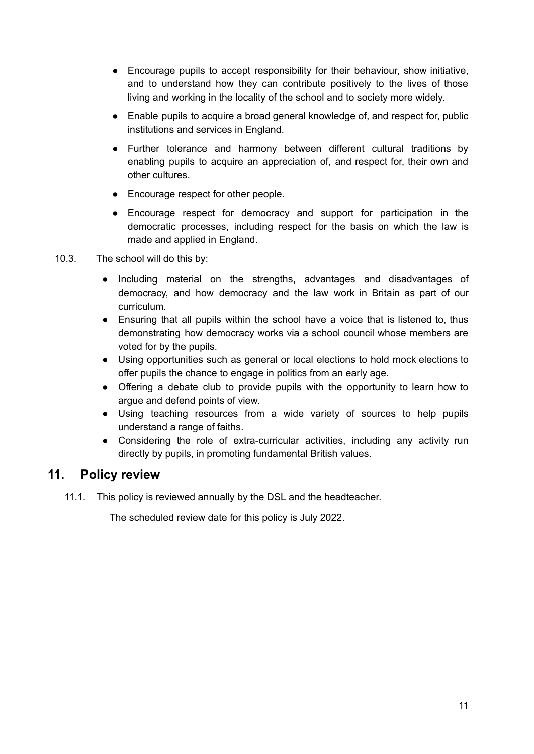- Encourage pupils to accept responsibility for their behaviour, show initiative, and to understand how they can contribute positively to the lives of those living and working in the locality of the school and to society more widely.
- Enable pupils to acquire a broad general knowledge of, and respect for, public institutions and services in England.
- Further tolerance and harmony between different cultural traditions by enabling pupils to acquire an appreciation of, and respect for, their own and other cultures.
- Encourage respect for other people.
- Encourage respect for democracy and support for participation in the democratic processes, including respect for the basis on which the law is made and applied in England.

10.3. The school will do this by:

- Including material on the strengths, advantages and disadvantages of democracy, and how democracy and the law work in Britain as part of our curriculum.
- Ensuring that all pupils within the school have a voice that is listened to, thus demonstrating how democracy works via a school council whose members are voted for by the pupils.
- Using opportunities such as general or local elections to hold mock elections to offer pupils the chance to engage in politics from an early age.
- Offering a debate club to provide pupils with the opportunity to learn how to argue and defend points of view.
- Using teaching resources from a wide variety of sources to help pupils understand a range of faiths.
- Considering the role of extra-curricular activities, including any activity run directly by pupils, in promoting fundamental British values.

## 11. Policy review

11.1. This policy is reviewed annually by the DSL and the headteacher.

The scheduled review date for this policy is July 2022.